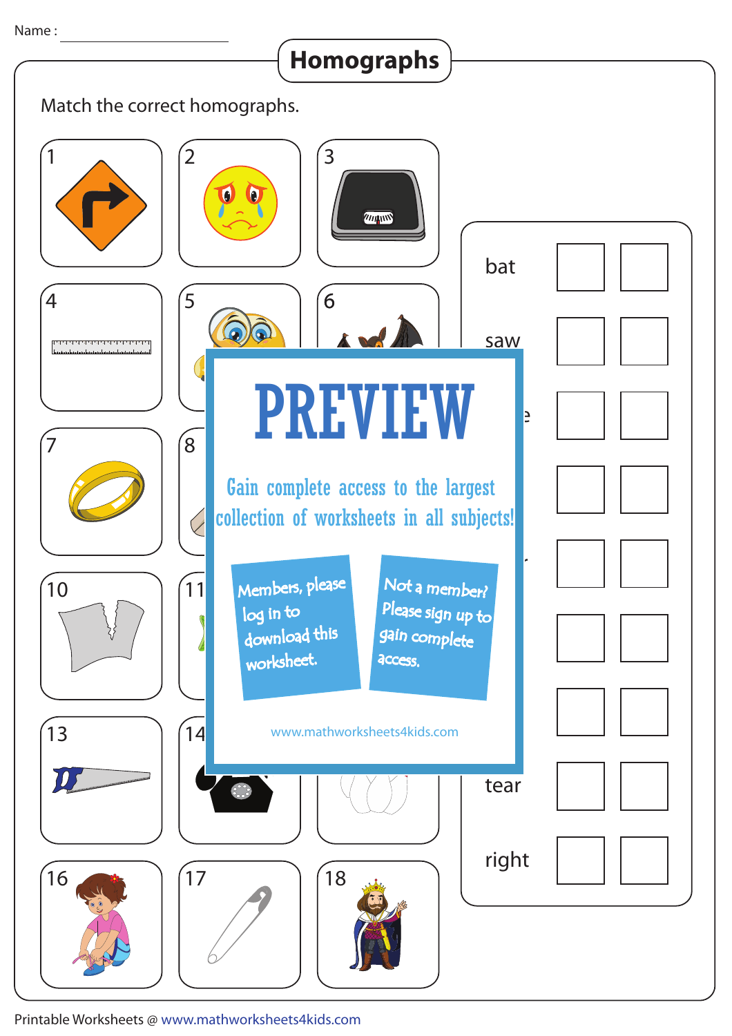Name : ______________________

# Homographs

Match the correct homographs.

1 2 3

4 5 6

7 8

10 11

13 14

16 17 18

PREVIEW

Gain complete access to the largest collection of worksheets in all subjects!

Members, please log in to download this worksheet.

Not a member? Please sign up to gain complete access.

www.mathworksheets4kids.com

| | | |
|---|---|---|
| bat | | |
| saw | | |
| | | |
| | | |
| | | |
| | | |
| | | |
| tear | | |
| right | | |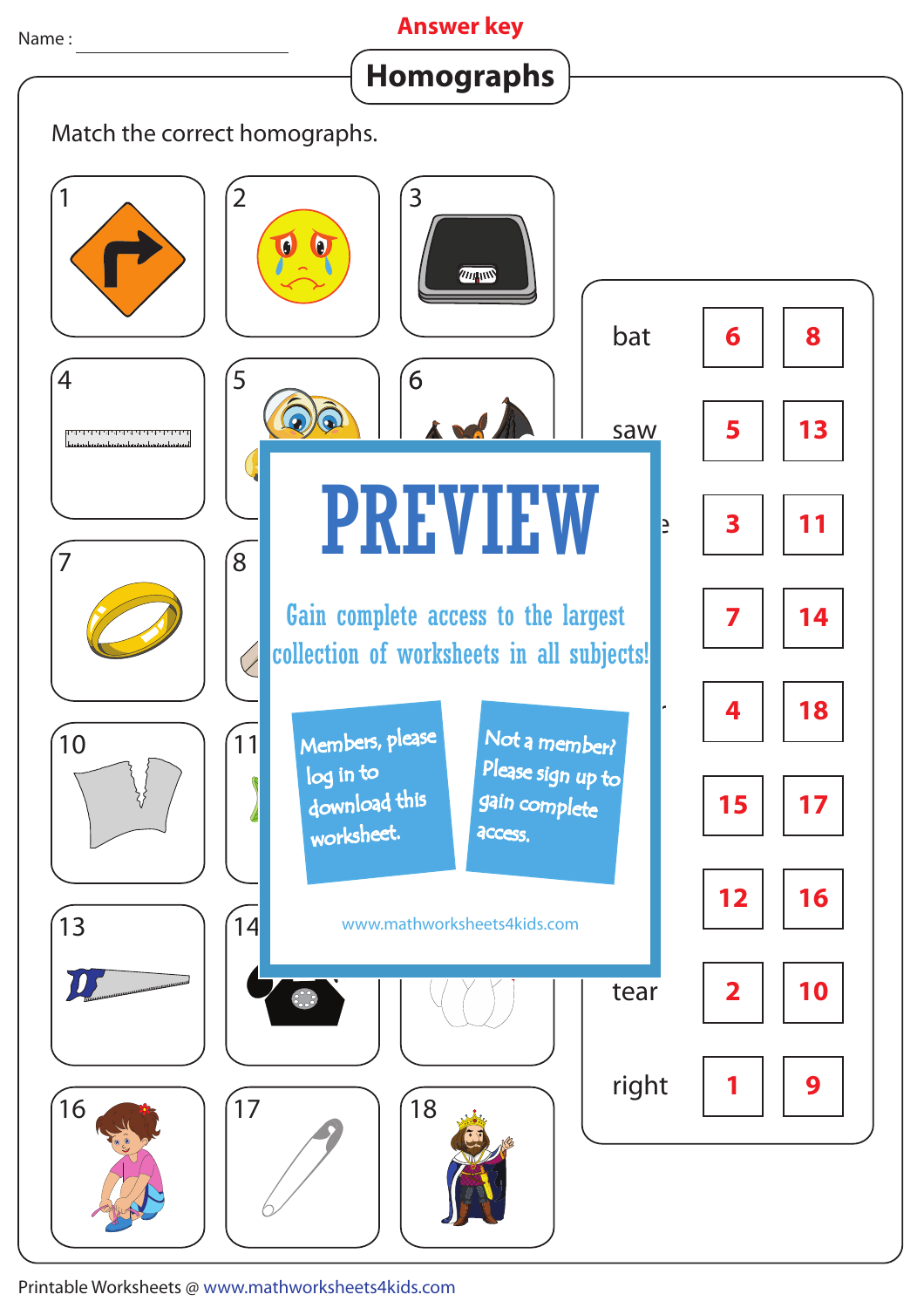Name : ____________________

**Answer key**

# Homographs

Match the correct homographs.

1

2

3

4

5

6

7

8

10

11

13

14

16

17

18

PREVIEW

Gain complete access to the largest collection of worksheets in all subjects!

Members, please log in to download this worksheet.

Not a member? Please sign up to gain complete access.

www.mathworksheets4kids.com

| | | |
|---|---|---|
| bat | 6 | 8 |
| saw | 5 | 13 |
| | 3 | 11 |
| | 7 | 14 |
| | 4 | 18 |
| | 15 | 17 |
| | 12 | 16 |
| tear | 2 | 10 |
| right | 1 | 9 |

Printable Worksheets @ www.mathworksheets4kids.com